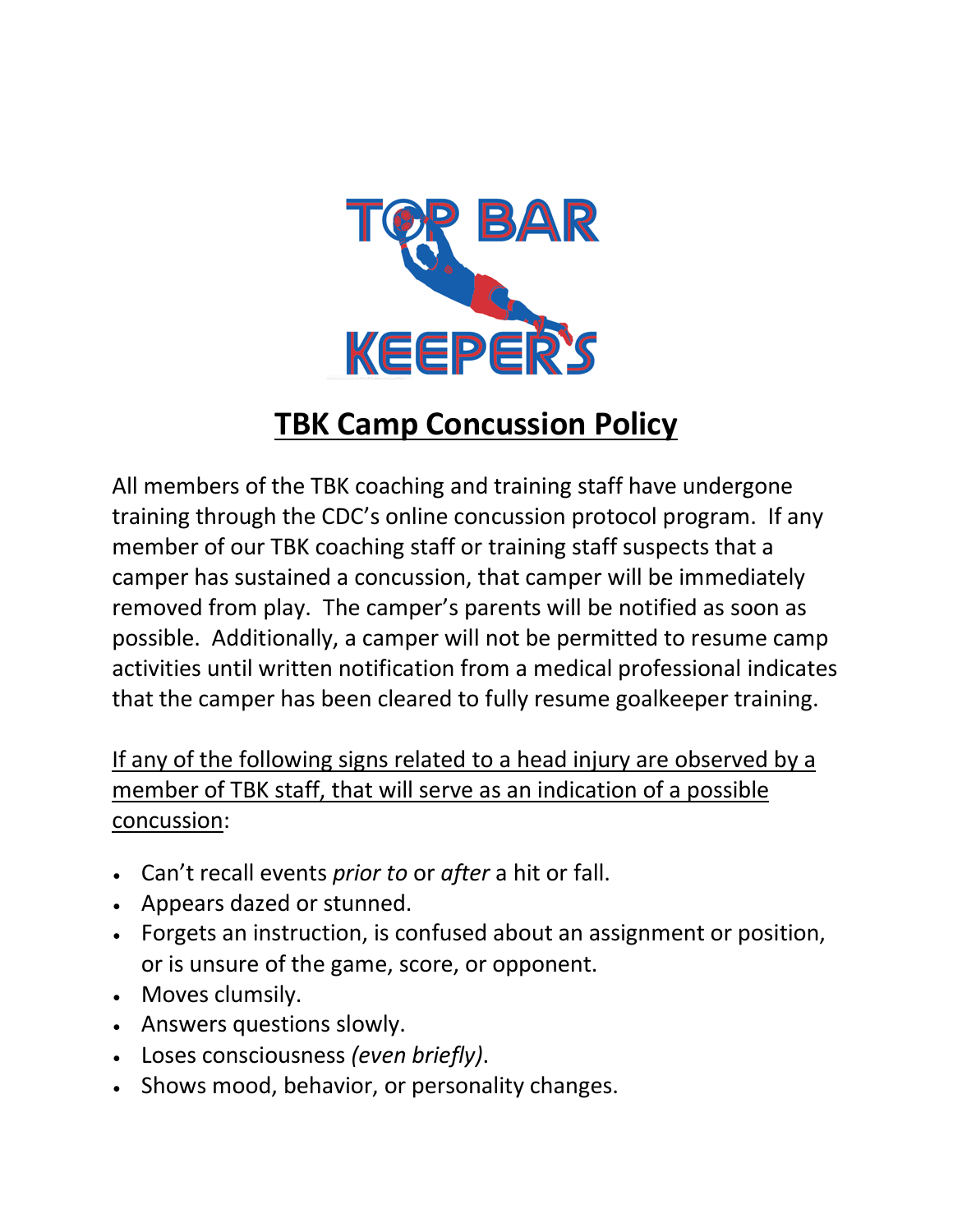TOP BAR KEEPERS

# TBK Camp Concussion Policy

All members of the TBK coaching and training staff have undergone training through the CDC's online concussion protocol program. If any member of our TBK coaching staff or training staff suspects that a camper has sustained a concussion, that camper will be immediately removed from play. The camper's parents will be notified as soon as possible. Additionally, a camper will not be permitted to resume camp activities until written notification from a medical professional indicates that the camper has been cleared to fully resume goalkeeper training.

<u>If any of the following signs related to a head injury are observed by a member of TBK staff, that will serve as an indication of a possible concussion</u>:

- Can't recall events *prior to* or *after* a hit or fall.
- Appears dazed or stunned.
- Forgets an instruction, is confused about an assignment or position, or is unsure of the game, score, or opponent.
- Moves clumsily.
- Answers questions slowly.
- Loses consciousness *(even briefly)*.
- Shows mood, behavior, or personality changes.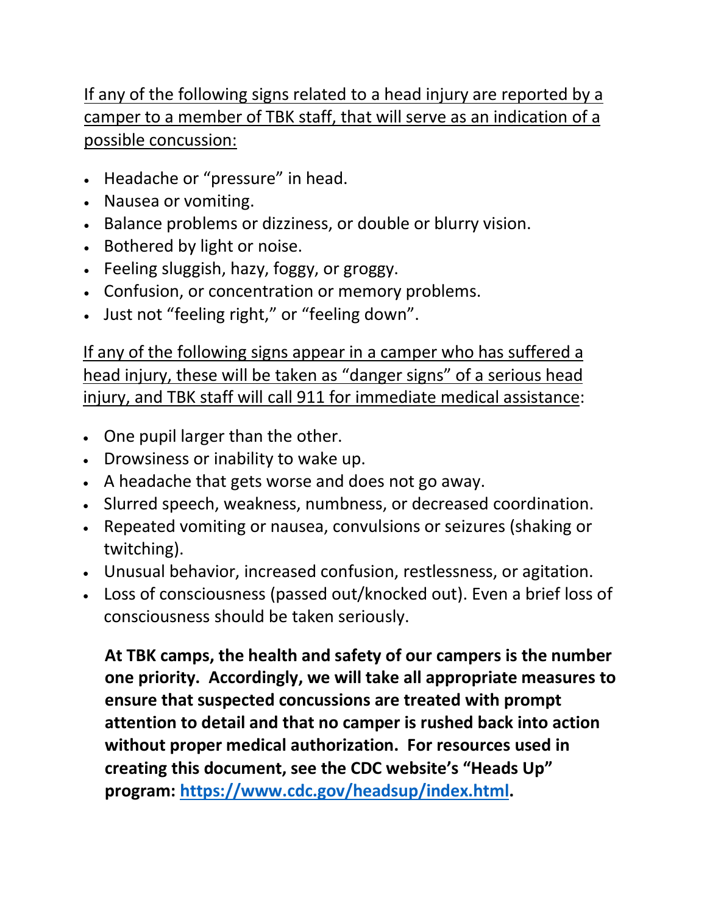<u>If any of the following signs related to a head injury are reported by a camper to a member of TBK staff, that will serve as an indication of a possible concussion:</u>

- Headache or "pressure" in head.
- Nausea or vomiting.
- Balance problems or dizziness, or double or blurry vision.
- Bothered by light or noise.
- Feeling sluggish, hazy, foggy, or groggy.
- Confusion, or concentration or memory problems.
- Just not "feeling right," or "feeling down".

<u>If any of the following signs appear in a camper who has suffered a head injury, these will be taken as "danger signs" of a serious head injury, and TBK staff will call 911 for immediate medical assistance</u>:

- One pupil larger than the other.
- Drowsiness or inability to wake up.
- A headache that gets worse and does not go away.
- Slurred speech, weakness, numbness, or decreased coordination.
- Repeated vomiting or nausea, convulsions or seizures (shaking or twitching).
- Unusual behavior, increased confusion, restlessness, or agitation.
- Loss of consciousness (passed out/knocked out). Even a brief loss of consciousness should be taken seriously.

**At TBK camps, the health and safety of our campers is the number one priority. Accordingly, we will take all appropriate measures to ensure that suspected concussions are treated with prompt attention to detail and that no camper is rushed back into action without proper medical authorization. For resources used in creating this document, see the CDC website's "Heads Up" program: [https://www.cdc.gov/headsup/index.html](https://www.cdc.gov/headsup/index.html).**